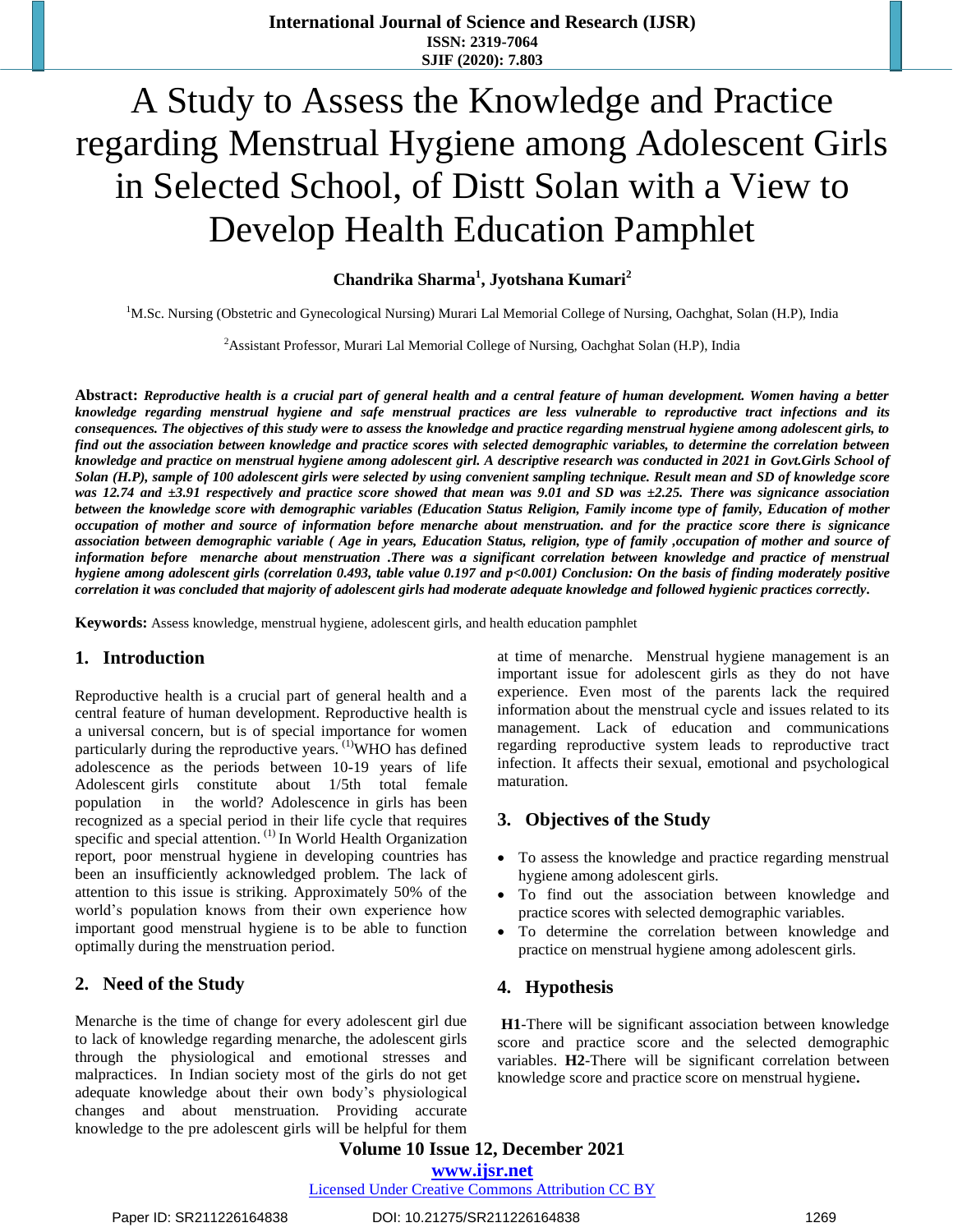# A Study to Assess the Knowledge and Practice regarding Menstrual Hygiene among Adolescent Girls in Selected School, of Distt Solan with a View to Develop Health Education Pamphlet

**Chandrika Sharma[1], Jyotshana Kumari[2]**

[1]M.Sc. Nursing (Obstetric and Gynecological Nursing) Murari Lal Memorial College of Nursing, Oachghat, Solan (H.P), India

[2]Assistant Professor, Murari Lal Memorial College of Nursing, Oachghat Solan (H.P), India

**Abstract:** ***Reproductive health is a crucial part of general health and a central feature of human development. Women having a better knowledge regarding menstrual hygiene and safe menstrual practices are less vulnerable to reproductive tract infections and its consequences. The objectives of this study were to assess the knowledge and practice regarding menstrual hygiene among adolescent girls, to find out the association between knowledge and practice scores with selected demographic variables, to determine the correlation between knowledge and practice on menstrual hygiene among adolescent girl. A descriptive research was conducted in 2021 in Govt.Girls School of Solan (H.P), sample of 100 adolescent girls were selected by using convenient sampling technique. Result mean and SD of knowledge score was 12.74 and ±3.91 respectively and practice score showed that mean was 9.01 and SD was ±2.25. There was signicance association between the knowledge score with demographic variables (Education Status Religion, Family income type of family, Education of mother occupation of mother and source of information before menarche about menstruation. and for the practice score there is signicance association between demographic variable ( Age in years, Education Status, religion, type of family ,occupation of mother and source of information before menarche about menstruation .There was a significant correlation between knowledge and practice of menstrual hygiene among adolescent girls (correlation 0.493, table value 0.197 and p<0.001) Conclusion: On the basis of finding moderately positive correlation it was concluded that majority of adolescent girls had moderate adequate knowledge and followed hygienic practices correctly.***

**Keywords:** Assess knowledge, menstrual hygiene, adolescent girls, and health education pamphlet

## 1. Introduction

Reproductive health is a crucial part of general health and a central feature of human development. Reproductive health is a universal concern, but is of special importance for women particularly during the reproductive years. [1]WHO has defined adolescence as the periods between 10-19 years of life Adolescent girls constitute about 1/5th total female population in the world? Adolescence in girls has been recognized as a special period in their life cycle that requires specific and special attention. [1] In World Health Organization report, poor menstrual hygiene in developing countries has been an insufficiently acknowledged problem. The lack of attention to this issue is striking. Approximately 50% of the world's population knows from their own experience how important good menstrual hygiene is to be able to function optimally during the menstruation period.

## 2. Need of the Study

Menarche is the time of change for every adolescent girl due to lack of knowledge regarding menarche, the adolescent girls through the physiological and emotional stresses and malpractices. In Indian society most of the girls do not get adequate knowledge about their own body's physiological changes and about menstruation. Providing accurate knowledge to the pre adolescent girls will be helpful for them at time of menarche. Menstrual hygiene management is an important issue for adolescent girls as they do not have experience. Even most of the parents lack the required information about the menstrual cycle and issues related to its management. Lack of education and communications regarding reproductive system leads to reproductive tract infection. It affects their sexual, emotional and psychological maturation.

## 3. Objectives of the Study

- To assess the knowledge and practice regarding menstrual hygiene among adolescent girls.
- To find out the association between knowledge and practice scores with selected demographic variables.
- To determine the correlation between knowledge and practice on menstrual hygiene among adolescent girls.

## 4. Hypothesis

**H1**-There will be significant association between knowledge score and practice score and the selected demographic variables. **H2**-There will be significant correlation between knowledge score and practice score on menstrual hygiene**.**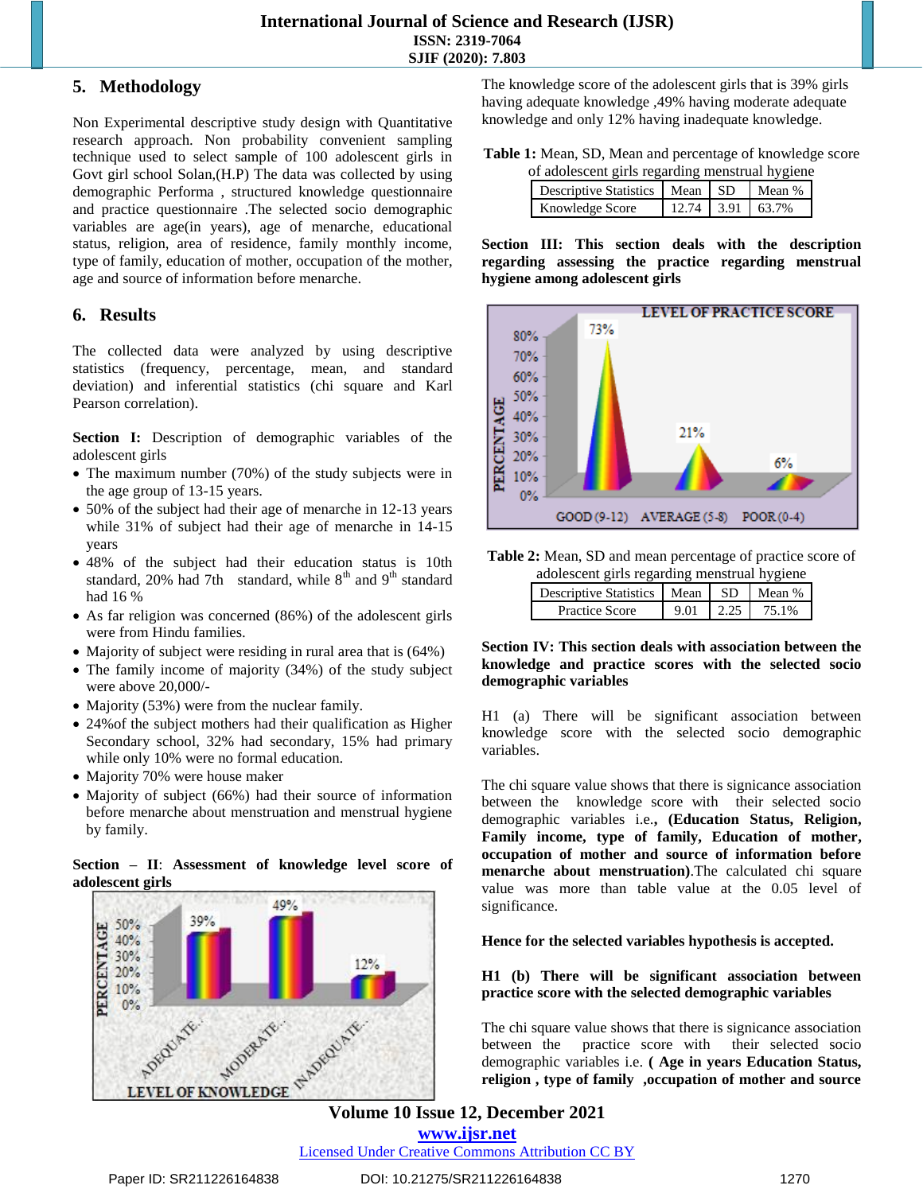## 5. Methodology

Non Experimental descriptive study design with Quantitative research approach. Non probability convenient sampling technique used to select sample of 100 adolescent girls in Govt girl school Solan,(H.P) The data was collected by using demographic Performa , structured knowledge questionnaire and practice questionnaire .The selected socio demographic variables are age(in years), age of menarche, educational status, religion, area of residence, family monthly income, type of family, education of mother, occupation of the mother, age and source of information before menarche.

## 6. Results

The collected data were analyzed by using descriptive statistics (frequency, percentage, mean, and standard deviation) and inferential statistics (chi square and Karl Pearson correlation).

**Section I:** Description of demographic variables of the adolescent girls

- The maximum number (70%) of the study subjects were in the age group of 13-15 years.
- 50% of the subject had their age of menarche in 12-13 years while 31% of subject had their age of menarche in 14-15 years
- 48% of the subject had their education status is 10th standard, 20% had 7th standard, while 8th and 9th standard had 16 %
- As far religion was concerned (86%) of the adolescent girls were from Hindu families.
- Majority of subject were residing in rural area that is (64%)
- The family income of majority (34%) of the study subject were above 20,000/-
- Majority (53%) were from the nuclear family.
- 24%of the subject mothers had their qualification as Higher Secondary school, 32% had secondary, 15% had primary while only 10% were no formal education.
- Majority 70% were house maker
- Majority of subject (66%) had their source of information before menarche about menstruation and menstrual hygiene by family.

**Section – II**: **Assessment of knowledge level score of adolescent girls**

The knowledge score of the adolescent girls that is 39% girls having adequate knowledge ,49% having moderate adequate knowledge and only 12% having inadequate knowledge.

**Table 1:** Mean, SD, Mean and percentage of knowledge score of adolescent girls regarding menstrual hygiene

| Descriptive Statistics | Mean | SD | Mean % |
|---|---|---|---|
| Knowledge Score | 12.74 | 3.91 | 63.7% |

**Section III: This section deals with the description regarding assessing the practice regarding menstrual hygiene among adolescent girls**

**Table 2:** Mean, SD and mean percentage of practice score of adolescent girls regarding menstrual hygiene

| Descriptive Statistics | Mean | SD | Mean % |
|---|---|---|---|
| Practice Score | 9.01 | 2.25 | 75.1% |

**Section IV: This section deals with association between the knowledge and practice scores with the selected socio demographic variables**

H1 (a) There will be significant association between knowledge score with the selected socio demographic variables.

The chi square value shows that there is signicance association between the knowledge score with their selected socio demographic variables i.e., **(Education Status, Religion, Family income, type of family, Education of mother, occupation of mother and source of information before menarche about menstruation)**.The calculated chi square value was more than table value at the 0.05 level of significance.

**Hence for the selected variables hypothesis is accepted.**

**H1 (b) There will be significant association between practice score with the selected demographic variables**

The chi square value shows that there is signicance association between the practice score with their selected socio demographic variables i.e. **( Age in years Education Status, religion , type of family ,occupation of mother and source**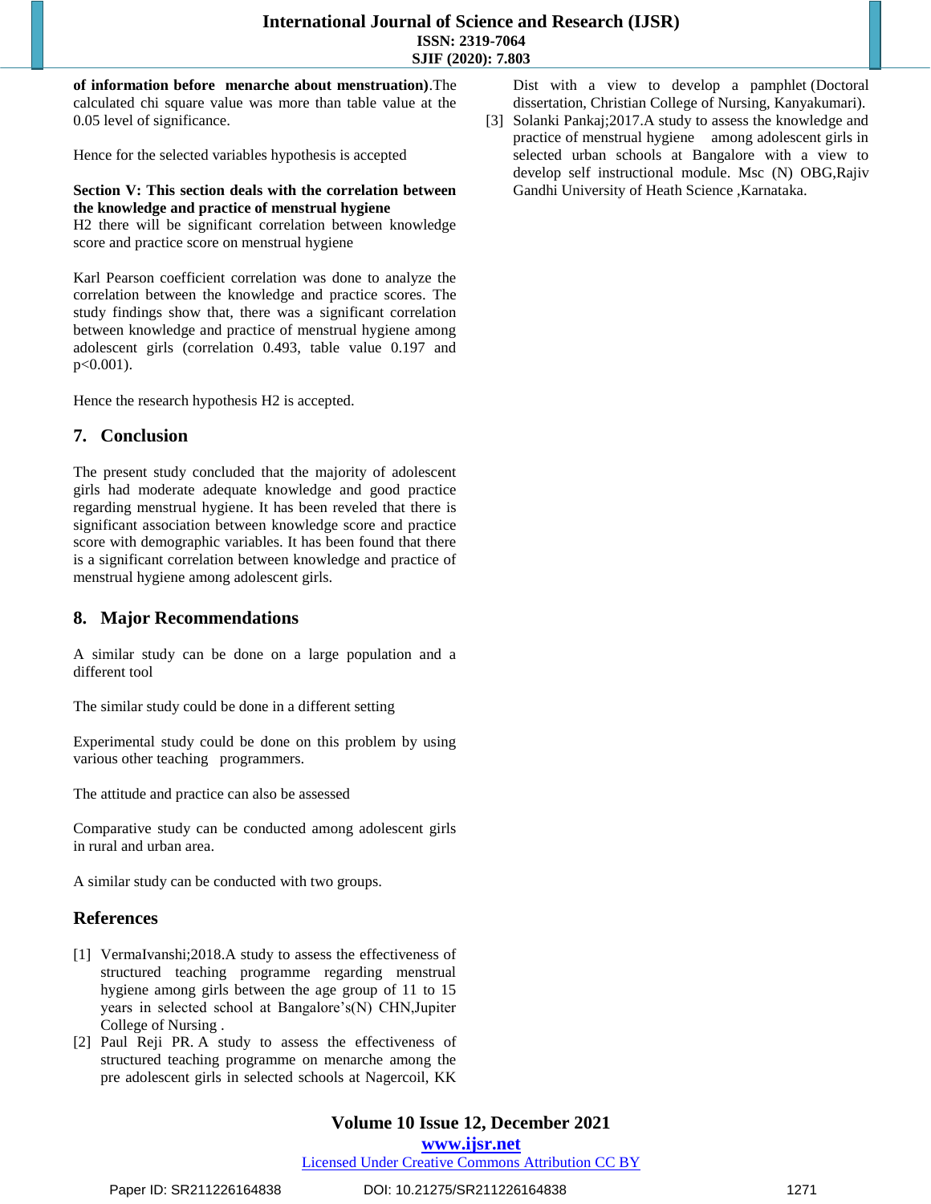**of information before menarche about menstruation)**.The calculated chi square value was more than table value at the 0.05 level of significance.

Hence for the selected variables hypothesis is accepted

**Section V: This section deals with the correlation between the knowledge and practice of menstrual hygiene**

H2 there will be significant correlation between knowledge score and practice score on menstrual hygiene

Karl Pearson coefficient correlation was done to analyze the correlation between the knowledge and practice scores. The study findings show that, there was a significant correlation between knowledge and practice of menstrual hygiene among adolescent girls (correlation 0.493, table value 0.197 and $p<0.001$).

Hence the research hypothesis H2 is accepted.

## 7. Conclusion

The present study concluded that the majority of adolescent girls had moderate adequate knowledge and good practice regarding menstrual hygiene. It has been reveled that there is significant association between knowledge score and practice score with demographic variables. It has been found that there is a significant correlation between knowledge and practice of menstrual hygiene among adolescent girls.

## 8. Major Recommendations

A similar study can be done on a large population and a different tool

The similar study could be done in a different setting

Experimental study could be done on this problem by using various other teaching programmers.

The attitude and practice can also be assessed

Comparative study can be conducted among adolescent girls in rural and urban area.

A similar study can be conducted with two groups.

## References

[1] VermaIvanshi;2018.A study to assess the effectiveness of structured teaching programme regarding menstrual hygiene among girls between the age group of 11 to 15 years in selected school at Bangalore's(N) CHN,Jupiter College of Nursing .

[2] Paul Reji PR. A study to assess the effectiveness of structured teaching programme on menarche among the pre adolescent girls in selected schools at Nagercoil, KK Dist with a view to develop a pamphlet (Doctoral dissertation, Christian College of Nursing, Kanyakumari).

[3] Solanki Pankaj;2017.A study to assess the knowledge and practice of menstrual hygiene among adolescent girls in selected urban schools at Bangalore with a view to develop self instructional module. Msc (N) OBG,Rajiv Gandhi University of Heath Science ,Karnataka.